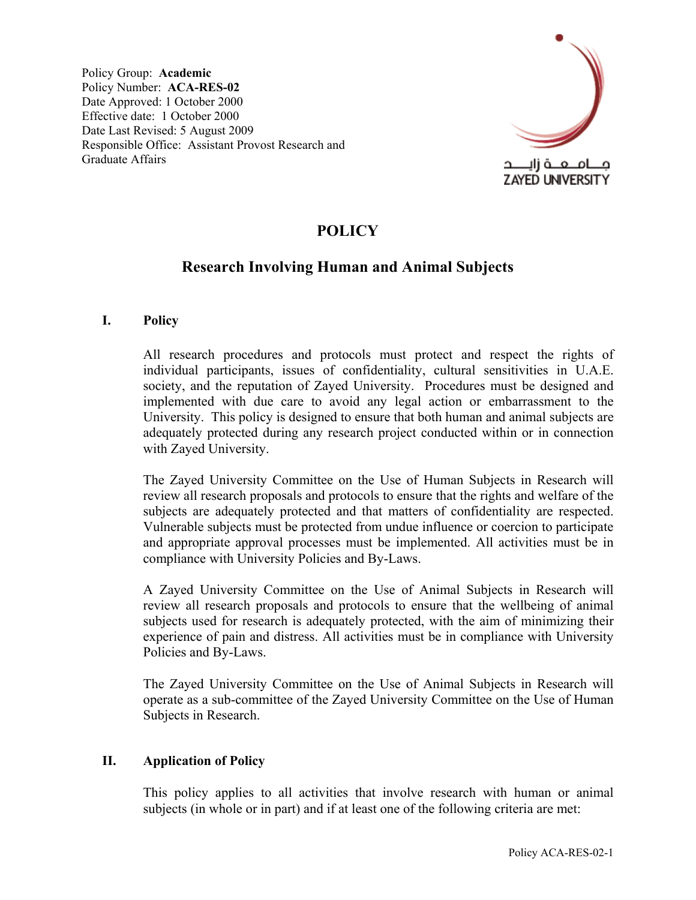Policy Group: **Academic**
Policy Number: **ACA-RES-02**
Date Approved: 1 October 2000
Effective date: 1 October 2000
Date Last Revised: 5 August 2009
Responsible Office: Assistant Provost Research and Graduate Affairs

جـــامـعــة زايـــد
ZAYED UNIVERSITY

# POLICY

## Research Involving Human and Animal Subjects

### I. Policy

All research procedures and protocols must protect and respect the rights of individual participants, issues of confidentiality, cultural sensitivities in U.A.E. society, and the reputation of Zayed University. Procedures must be designed and implemented with due care to avoid any legal action or embarrassment to the University. This policy is designed to ensure that both human and animal subjects are adequately protected during any research project conducted within or in connection with Zayed University.

The Zayed University Committee on the Use of Human Subjects in Research will review all research proposals and protocols to ensure that the rights and welfare of the subjects are adequately protected and that matters of confidentiality are respected. Vulnerable subjects must be protected from undue influence or coercion to participate and appropriate approval processes must be implemented. All activities must be in compliance with University Policies and By-Laws.

A Zayed University Committee on the Use of Animal Subjects in Research will review all research proposals and protocols to ensure that the wellbeing of animal subjects used for research is adequately protected, with the aim of minimizing their experience of pain and distress. All activities must be in compliance with University Policies and By-Laws.

The Zayed University Committee on the Use of Animal Subjects in Research will operate as a sub-committee of the Zayed University Committee on the Use of Human Subjects in Research.

### II. Application of Policy

This policy applies to all activities that involve research with human or animal subjects (in whole or in part) and if at least one of the following criteria are met: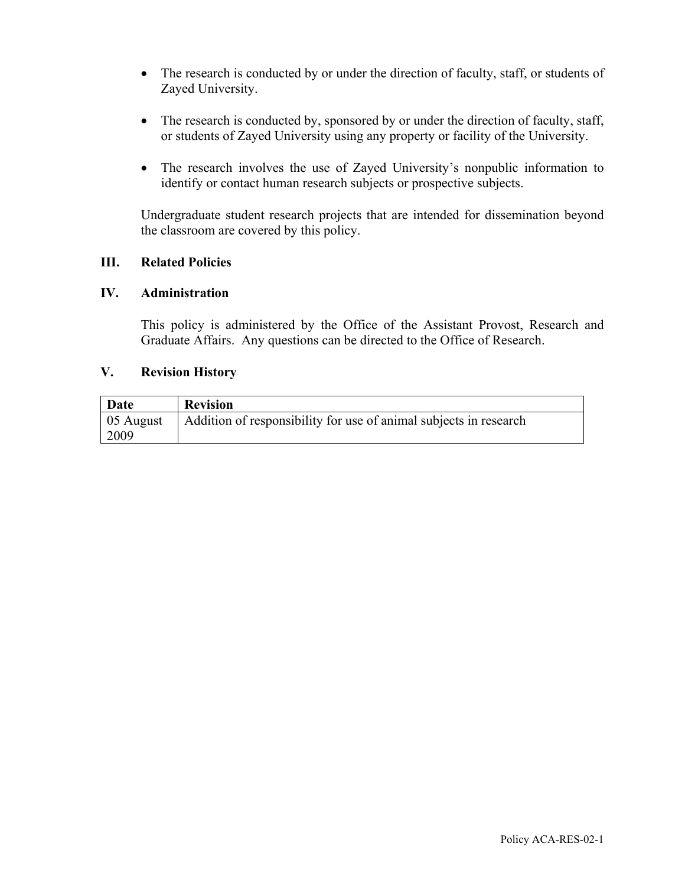- The research is conducted by or under the direction of faculty, staff, or students of Zayed University.

- The research is conducted by, sponsored by or under the direction of faculty, staff, or students of Zayed University using any property or facility of the University.

- The research involves the use of Zayed University's nonpublic information to identify or contact human research subjects or prospective subjects.

Undergraduate student research projects that are intended for dissemination beyond the classroom are covered by this policy.

## III. Related Policies

## IV. Administration

This policy is administered by the Office of the Assistant Provost, Research and Graduate Affairs. Any questions can be directed to the Office of Research.

## V. Revision History

| Date | Revision |
|---|---|
| 05 August 2009 | Addition of responsibility for use of animal subjects in research |